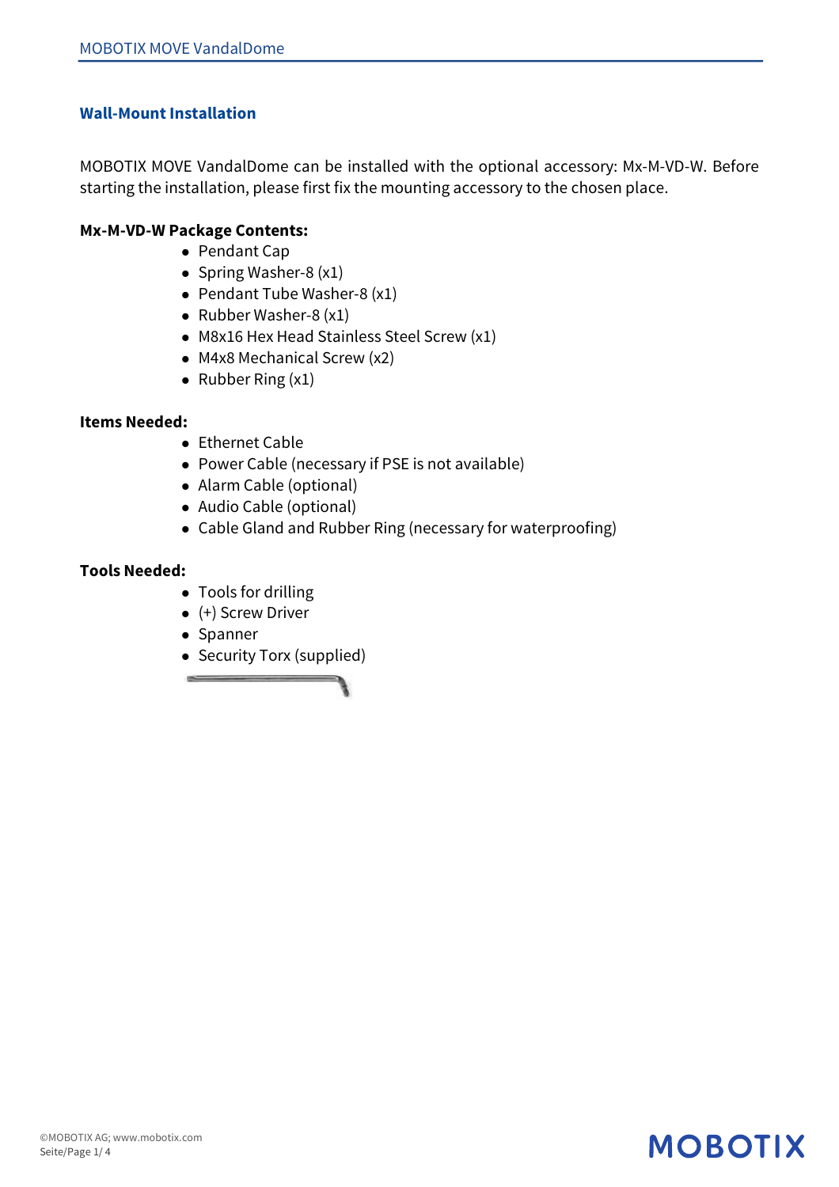## Wall-Mount Installation

MOBOTIX MOVE VandalDome can be installed with the optional accessory: Mx-M-VD-W. Before starting the installation, please first fix the mounting accessory to the chosen place.

**Mx-M-VD-W Package Contents:**

- Pendant Cap
- Spring Washer-8 (x1)
- Pendant Tube Washer-8 (x1)
- Rubber Washer-8 (x1)
- M8x16 Hex Head Stainless Steel Screw (x1)
- M4x8 Mechanical Screw (x2)
- Rubber Ring (x1)

**Items Needed:**

- Ethernet Cable
- Power Cable (necessary if PSE is not available)
- Alarm Cable (optional)
- Audio Cable (optional)
- Cable Gland and Rubber Ring (necessary for waterproofing)

**Tools Needed:**

- Tools for drilling
- (+) Screw Driver
- Spanner
- Security Torx (supplied)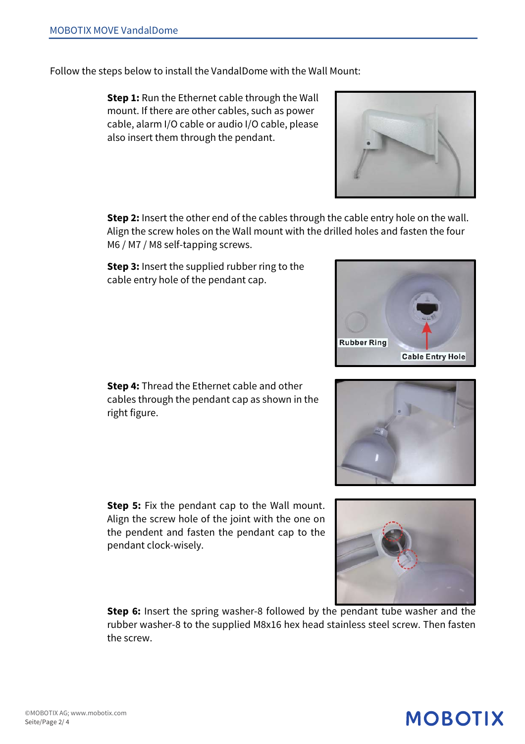Follow the steps below to install the VandalDome with the Wall Mount:

**Step 1:** Run the Ethernet cable through the Wall mount. If there are other cables, such as power cable, alarm I/O cable or audio I/O cable, please also insert them through the pendant.

**Step 2:** Insert the other end of the cables through the cable entry hole on the wall. Align the screw holes on the Wall mount with the drilled holes and fasten the four M6 / M7 / M8 self-tapping screws.

**Step 3:** Insert the supplied rubber ring to the cable entry hole of the pendant cap.

**Step 4:** Thread the Ethernet cable and other cables through the pendant cap as shown in the right figure.

**Step 5:** Fix the pendant cap to the Wall mount. Align the screw hole of the joint with the one on the pendent and fasten the pendant cap to the pendant clock-wisely.

**Step 6:** Insert the spring washer-8 followed by the pendant tube washer and the rubber washer-8 to the supplied M8x16 hex head stainless steel screw. Then fasten the screw.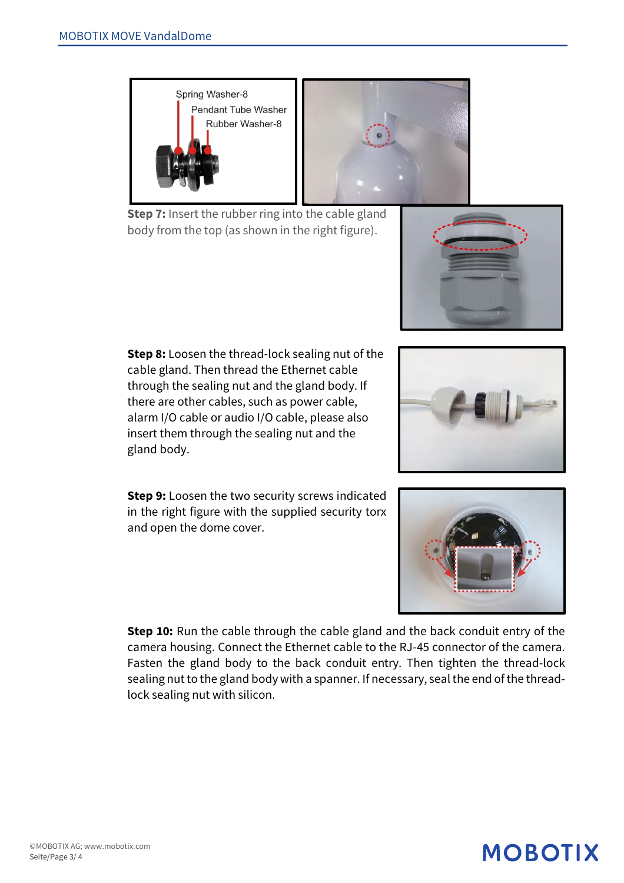Spring Washer-8

Pendant Tube Washer

Rubber Washer-8

**Step 7:** Insert the rubber ring into the cable gland body from the top (as shown in the right figure).

**Step 8:** Loosen the thread-lock sealing nut of the cable gland. Then thread the Ethernet cable through the sealing nut and the gland body. If there are other cables, such as power cable, alarm I/O cable or audio I/O cable, please also insert them through the sealing nut and the gland body.

**Step 9:** Loosen the two security screws indicated in the right figure with the supplied security torx and open the dome cover.

**Step 10:** Run the cable through the cable gland and the back conduit entry of the camera housing. Connect the Ethernet cable to the RJ-45 connector of the camera. Fasten the gland body to the back conduit entry. Then tighten the thread-lock sealing nut to the gland body with a spanner. If necessary, seal the end of the thread-lock sealing nut with silicon.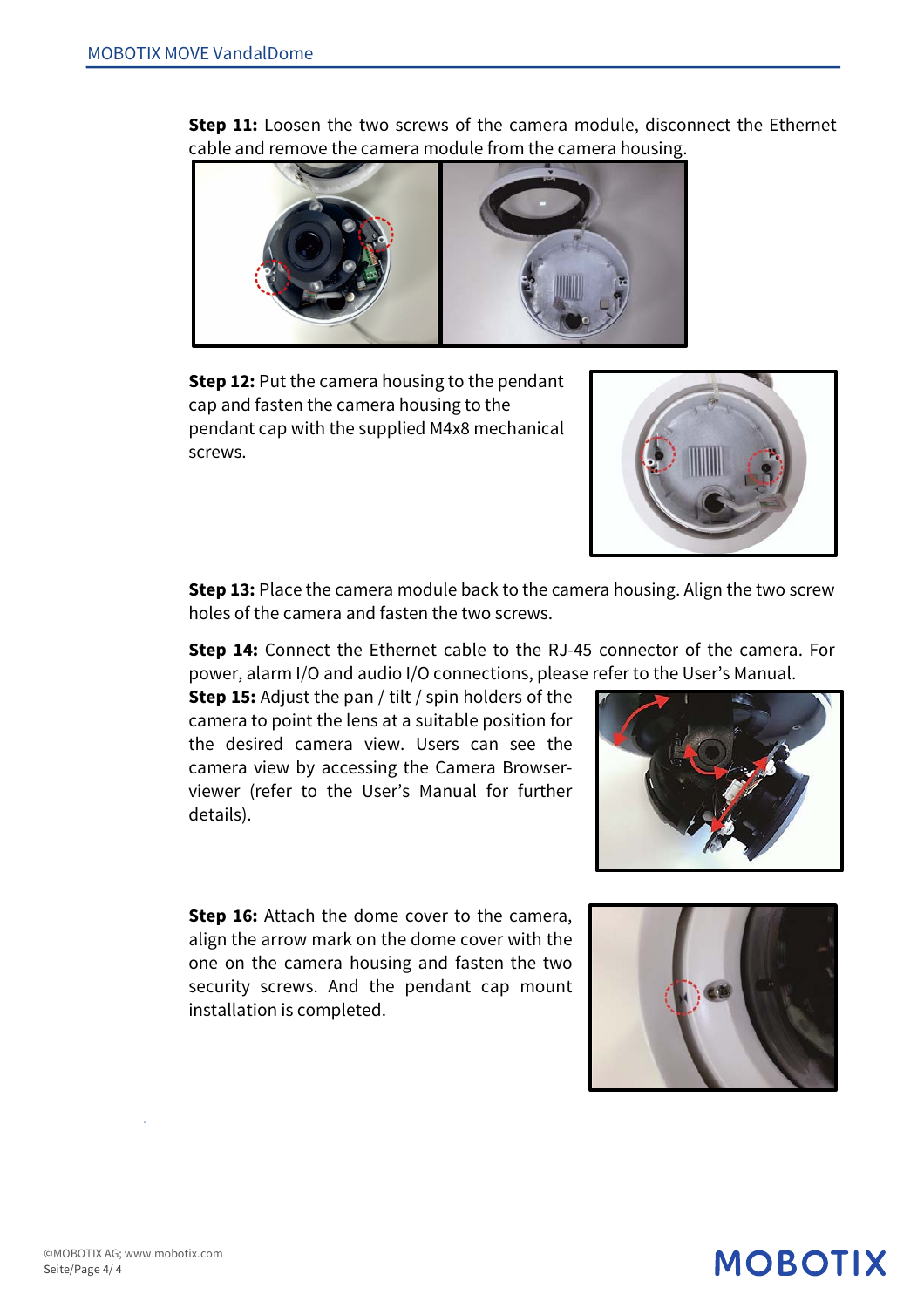**Step 11:** Loosen the two screws of the camera module, disconnect the Ethernet cable and remove the camera module from the camera housing.

**Step 12:** Put the camera housing to the pendant cap and fasten the camera housing to the pendant cap with the supplied M4x8 mechanical screws.

**Step 13:** Place the camera module back to the camera housing. Align the two screw holes of the camera and fasten the two screws.

**Step 14:** Connect the Ethernet cable to the RJ-45 connector of the camera. For power, alarm I/O and audio I/O connections, please refer to the User's Manual.

**Step 15:** Adjust the pan / tilt / spin holders of the camera to point the lens at a suitable position for the desired camera view. Users can see the camera view by accessing the Camera Browser-viewer (refer to the User's Manual for further details).

**Step 16:** Attach the dome cover to the camera, align the arrow mark on the dome cover with the one on the camera housing and fasten the two security screws. And the pendant cap mount installation is completed.